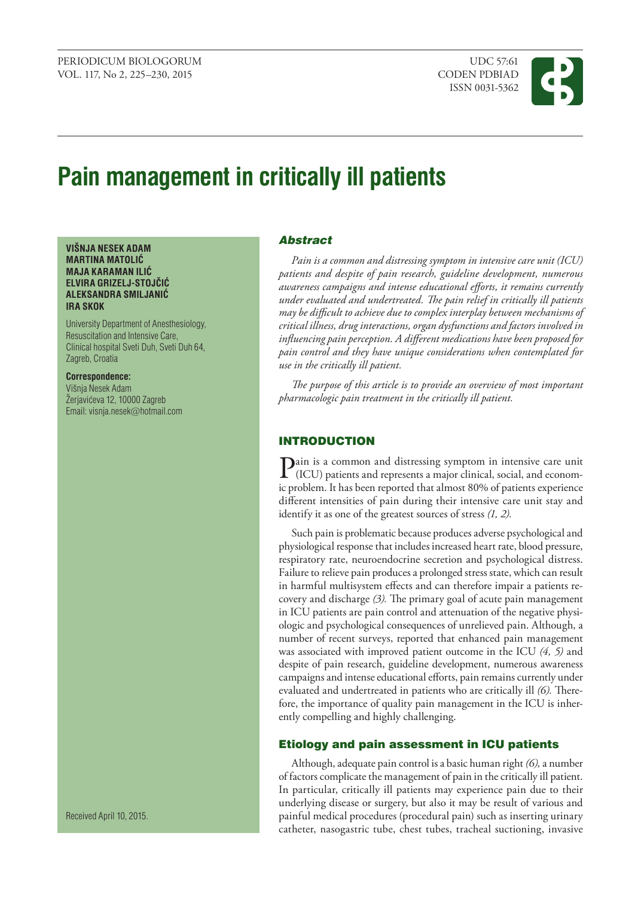PERIODICUM BIOLOGORUM
VOL. 117, No 2, 225–230, 2015

UDC 57:61
CODEN PDBIAD
ISSN 0031-5362

# Pain management in critically ill patients

**VIŠNJA NESEK ADAM**
**MARTINA MATOLIĆ**
**MAJA KARAMAN ILIĆ**
**ELVIRA GRIZELJ-STOJČIĆ**
**ALEKSANDRA SMILJANIĆ**
**IRA SKOK**

University Department of Anesthesiology, Resuscitation and Intensive Care, Clinical hospital Sveti Duh, Sveti Duh 64, Zagreb, Croatia

**Correspondence:**
Višnja Nesek Adam
Žerjavićeva 12, 10000 Zagreb
Email: visnja.nesek@hotmail.com

Received April 10, 2015.

## *Abstract*

*Pain is a common and distressing symptom in intensive care unit (ICU) patients and despite of pain research, guideline development, numerous awareness campaigns and intense educational efforts, it remains currently under evaluated and undertreated. The pain relief in critically ill patients may be difficult to achieve due to complex interplay between mechanisms of critical illness, drug interactions, organ dysfunctions and factors involved in influencing pain perception. A different medications have been proposed for pain control and they have unique considerations when contemplated for use in the critically ill patient.*

*The purpose of this article is to provide an overview of most important pharmacologic pain treatment in the critically ill patient.*

## INTRODUCTION

Pain is a common and distressing symptom in intensive care unit (ICU) patients and represents a major clinical, social, and economic problem. It has been reported that almost 80% of patients experience different intensities of pain during their intensive care unit stay and identify it as one of the greatest sources of stress *(1, 2).*

Such pain is problematic because produces adverse psychological and physiological response that includes increased heart rate, blood pressure, respiratory rate, neuroendocrine secretion and psychological distress. Failure to relieve pain produces a prolonged stress state, which can result in harmful multisystem effects and can therefore impair a patients recovery and discharge *(3).* The primary goal of acute pain management in ICU patients are pain control and attenuation of the negative physiologic and psychological consequences of unrelieved pain. Although, a number of recent surveys, reported that enhanced pain management was associated with improved patient outcome in the ICU *(4, 5)* and despite of pain research, guideline development, numerous awareness campaigns and intense educational efforts, pain remains currently under evaluated and undertreated in patients who are critically ill *(6).* Therefore, the importance of quality pain management in the ICU is inherently compelling and highly challenging.

### Etiology and pain assessment in ICU patients

Although, adequate pain control is a basic human right *(6),* a number of factors complicate the management of pain in the critically ill patient. In particular, critically ill patients may experience pain due to their underlying disease or surgery, but also it may be result of various and painful medical procedures (procedural pain) such as inserting urinary catheter, nasogastric tube, chest tubes, tracheal suctioning, invasive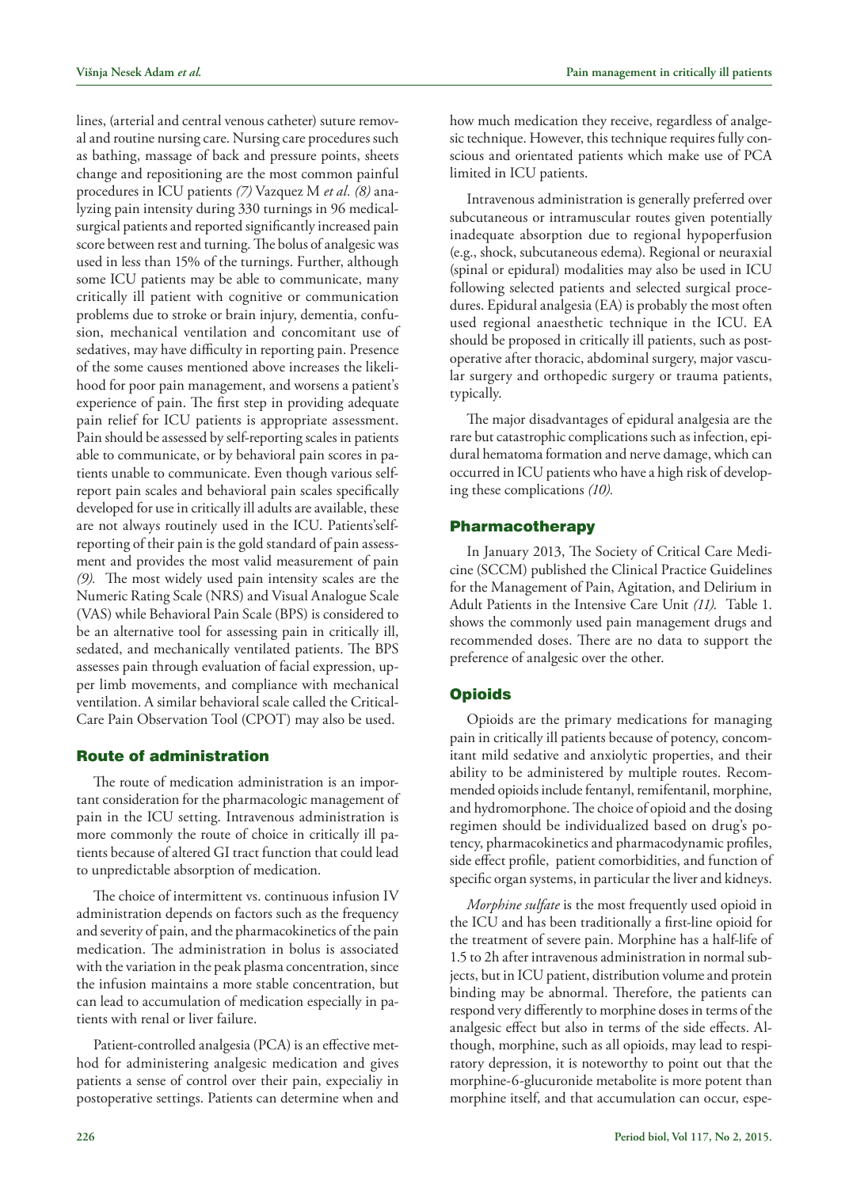lines, (arterial and central venous catheter) suture removal and routine nursing care. Nursing care procedures such as bathing, massage of back and pressure points, sheets change and repositioning are the most common painful procedures in ICU patients *(7)* Vazquez M *et al. (8)* analyzing pain intensity during 330 turnings in 96 medical-surgical patients and reported significantly increased pain score between rest and turning. The bolus of analgesic was used in less than 15% of the turnings. Further, although some ICU patients may be able to communicate, many critically ill patient with cognitive or communication problems due to stroke or brain injury, dementia, confusion, mechanical ventilation and concomitant use of sedatives, may have difficulty in reporting pain. Presence of the some causes mentioned above increases the likelihood for poor pain management, and worsens a patient's experience of pain. The first step in providing adequate pain relief for ICU patients is appropriate assessment. Pain should be assessed by self-reporting scales in patients able to communicate, or by behavioral pain scores in patients unable to communicate. Even though various self-report pain scales and behavioral pain scales specifically developed for use in critically ill adults are available, these are not always routinely used in the ICU. Patients'self-reporting of their pain is the gold standard of pain assessment and provides the most valid measurement of pain *(9).* The most widely used pain intensity scales are the Numeric Rating Scale (NRS) and Visual Analogue Scale (VAS) while Behavioral Pain Scale (BPS) is considered to be an alternative tool for assessing pain in critically ill, sedated, and mechanically ventilated patients. The BPS assesses pain through evaluation of facial expression, upper limb movements, and compliance with mechanical ventilation. A similar behavioral scale called the Critical-Care Pain Observation Tool (CPOT) may also be used.

## Route of administration

The route of medication administration is an important consideration for the pharmacologic management of pain in the ICU setting. Intravenous administration is more commonly the route of choice in critically ill patients because of altered GI tract function that could lead to unpredictable absorption of medication.

The choice of intermittent vs. continuous infusion IV administration depends on factors such as the frequency and severity of pain, and the pharmacokinetics of the pain medication. The administration in bolus is associated with the variation in the peak plasma concentration, since the infusion maintains a more stable concentration, but can lead to accumulation of medication especially in patients with renal or liver failure.

Patient-controlled analgesia (PCA) is an effective method for administering analgesic medication and gives patients a sense of control over their pain, expecialiy in postoperative settings. Patients can determine when and how much medication they receive, regardless of analgesic technique. However, this technique requires fully conscious and orientated patients which make use of PCA limited in ICU patients.

Intravenous administration is generally preferred over subcutaneous or intramuscular routes given potentially inadequate absorption due to regional hypoperfusion (e.g., shock, subcutaneous edema). Regional or neuraxial (spinal or epidural) modalities may also be used in ICU following selected patients and selected surgical procedures. Epidural analgesia (EA) is probably the most often used regional anaesthetic technique in the ICU. EA should be proposed in critically ill patients, such as postoperative after thoracic, abdominal surgery, major vascular surgery and orthopedic surgery or trauma patients, typically.

The major disadvantages of epidural analgesia are the rare but catastrophic complications such as infection, epidural hematoma formation and nerve damage, which can occurred in ICU patients who have a high risk of developing these complications *(10).*

## Pharmacotherapy

In January 2013, The Society of Critical Care Medicine (SCCM) published the Clinical Practice Guidelines for the Management of Pain, Agitation, and Delirium in Adult Patients in the Intensive Care Unit *(11).* Table 1. shows the commonly used pain management drugs and recommended doses. There are no data to support the preference of analgesic over the other.

## Opioids

Opioids are the primary medications for managing pain in critically ill patients because of potency, concomitant mild sedative and anxiolytic properties, and their ability to be administered by multiple routes. Recommended opioids include fentanyl, remifentanil, morphine, and hydromorphone. The choice of opioid and the dosing regimen should be individualized based on drug's potency, pharmacokinetics and pharmacodynamic profiles, side effect profile, patient comorbidities, and function of specific organ systems, in particular the liver and kidneys.

*Morphine sulfate* is the most frequently used opioid in the ICU and has been traditionally a first-line opioid for the treatment of severe pain. Morphine has a half-life of 1.5 to 2h after intravenous administration in normal subjects, but in ICU patient, distribution volume and protein binding may be abnormal. Therefore, the patients can respond very differently to morphine doses in terms of the analgesic effect but also in terms of the side effects. Although, morphine, such as all opioids, may lead to respiratory depression, it is noteworthy to point out that the morphine-6-glucuronide metabolite is more potent than morphine itself, and that accumulation can occur, espe-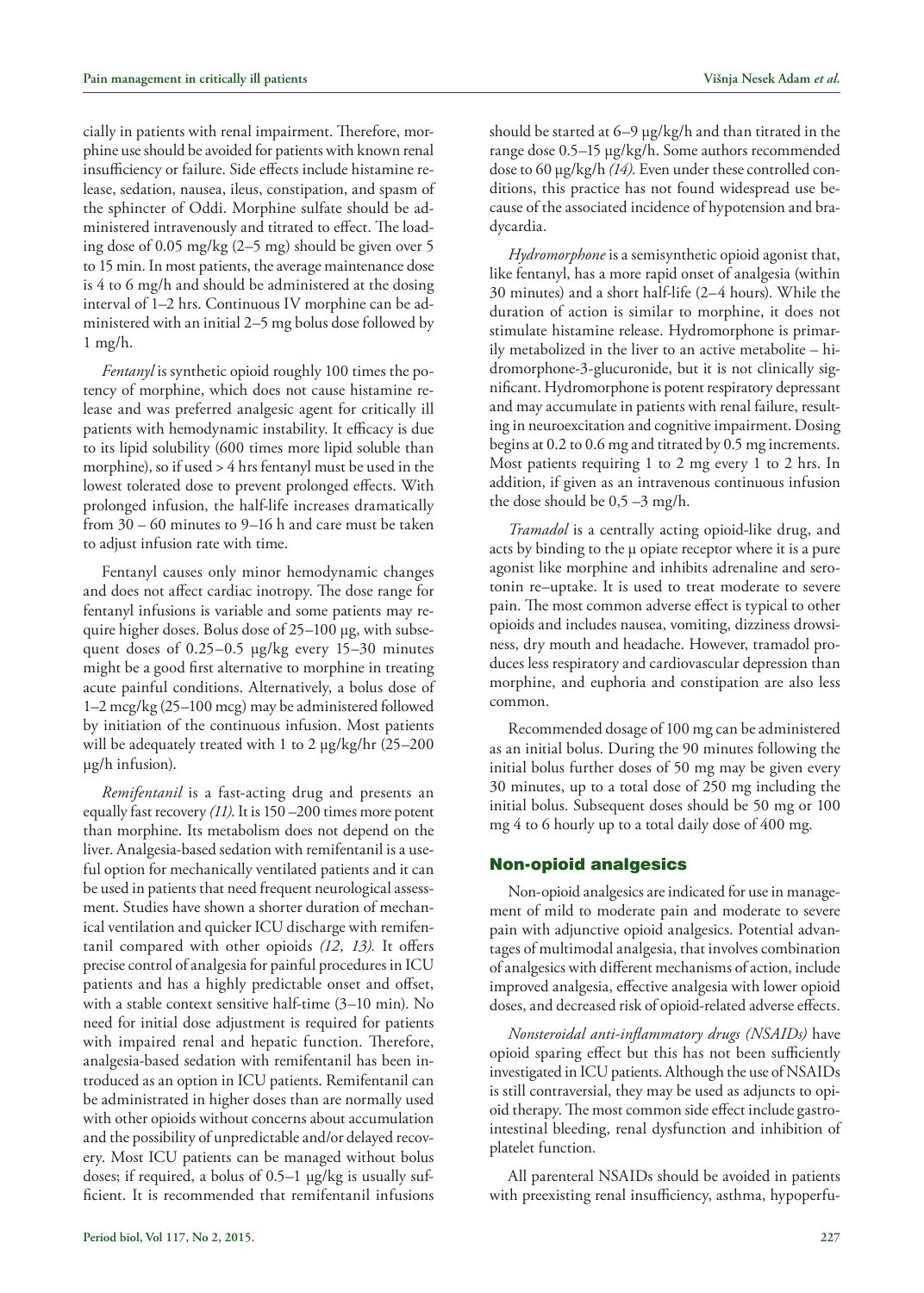cially in patients with renal impairment. Therefore, morphine use should be avoided for patients with known renal insufficiency or failure. Side effects include histamine release, sedation, nausea, ileus, constipation, and spasm of the sphincter of Oddi. Morphine sulfate should be administered intravenously and titrated to effect. The loading dose of 0.05 mg/kg (2–5 mg) should be given over 5 to 15 min. In most patients, the average maintenance dose is 4 to 6 mg/h and should be administered at the dosing interval of 1–2 hrs. Continuous IV morphine can be administered with an initial 2–5 mg bolus dose followed by 1 mg/h.

*Fentanyl* is synthetic opioid roughly 100 times the potency of morphine, which does not cause histamine release and was preferred analgesic agent for critically ill patients with hemodynamic instability. It efficacy is due to its lipid solubility (600 times more lipid soluble than morphine), so if used > 4 hrs fentanyl must be used in the lowest tolerated dose to prevent prolonged effects. With prolonged infusion, the half-life increases dramatically from 30 – 60 minutes to 9–16 h and care must be taken to adjust infusion rate with time.

Fentanyl causes only minor hemodynamic changes and does not affect cardiac inotropy. The dose range for fentanyl infusions is variable and some patients may require higher doses. Bolus dose of 25–100 µg, with subsequent doses of 0.25–0.5 µg/kg every 15–30 minutes might be a good first alternative to morphine in treating acute painful conditions. Alternatively, a bolus dose of 1–2 mcg/kg (25–100 mcg) may be administered followed by initiation of the continuous infusion. Most patients will be adequately treated with 1 to 2 µg/kg/hr (25–200 µg/h infusion).

*Remifentanil* is a fast-acting drug and presents an equally fast recovery *(11)*. It is 150 –200 times more potent than morphine. Its metabolism does not depend on the liver. Analgesia-based sedation with remifentanil is a useful option for mechanically ventilated patients and it can be used in patients that need frequent neurological assessment. Studies have shown a shorter duration of mechanical ventilation and quicker ICU discharge with remifentanil compared with other opioids *(12, 13)*. It offers precise control of analgesia for painful procedures in ICU patients and has a highly predictable onset and offset, with a stable context sensitive half-time (3–10 min). No need for initial dose adjustment is required for patients with impaired renal and hepatic function. Therefore, analgesia-based sedation with remifentanil has been introduced as an option in ICU patients. Remifentanil can be administrated in higher doses than are normally used with other opioids without concerns about accumulation and the possibility of unpredictable and/or delayed recovery. Most ICU patients can be managed without bolus doses; if required, a bolus of 0.5–1 µg/kg is usually sufficient. It is recommended that remifentanil infusions should be started at 6–9 µg/kg/h and than titrated in the range dose 0.5–15 µg/kg/h. Some authors recommended dose to 60 µg/kg/h *(14)*. Even under these controlled conditions, this practice has not found widespread use because of the associated incidence of hypotension and bradycardia.

*Hydromorphone* is a semisynthetic opioid agonist that, like fentanyl, has a more rapid onset of analgesia (within 30 minutes) and a short half-life (2–4 hours). While the duration of action is similar to morphine, it does not stimulate histamine release. Hydromorphone is primarily metabolized in the liver to an active metabolite – hidromorphone-3-glucuronide, but it is not clinically significant. Hydromorphone is potent respiratory depressant and may accumulate in patients with renal failure, resulting in neuroexcitation and cognitive impairment. Dosing begins at 0.2 to 0.6 mg and titrated by 0.5 mg increments. Most patients requiring 1 to 2 mg every 1 to 2 hrs. In addition, if given as an intravenous continuous infusion the dose should be 0,5 –3 mg/h.

*Tramadol* is a centrally acting opioid-like drug, and acts by binding to the µ opiate receptor where it is a pure agonist like morphine and inhibits adrenaline and serotonin re–uptake. It is used to treat moderate to severe pain. The most common adverse effect is typical to other opioids and includes nausea, vomiting, dizziness drowsiness, dry mouth and headache. However, tramadol produces less respiratory and cardiovascular depression than morphine, and euphoria and constipation are also less common.

Recommended dosage of 100 mg can be administered as an initial bolus. During the 90 minutes following the initial bolus further doses of 50 mg may be given every 30 minutes, up to a total dose of 250 mg including the initial bolus. Subsequent doses should be 50 mg or 100 mg 4 to 6 hourly up to a total daily dose of 400 mg.

## Non-opioid analgesics

Non-opioid analgesics are indicated for use in management of mild to moderate pain and moderate to severe pain with adjunctive opioid analgesics. Potential advantages of multimodal analgesia, that involves combination of analgesics with different mechanisms of action, include improved analgesia, effective analgesia with lower opioid doses, and decreased risk of opioid-related adverse effects.

*Nonsteroidal anti-inflammatory drugs (NSAIDs)* have opioid sparing effect but this has not been sufficiently investigated in ICU patients. Although the use of NSAIDs is still contraversial, they may be used as adjuncts to opioid therapy. The most common side effect include gastrointestinal bleeding, renal dysfunction and inhibition of platelet function.

All parenteral NSAIDs should be avoided in patients with preexisting renal insufficiency, asthma, hypoperfu-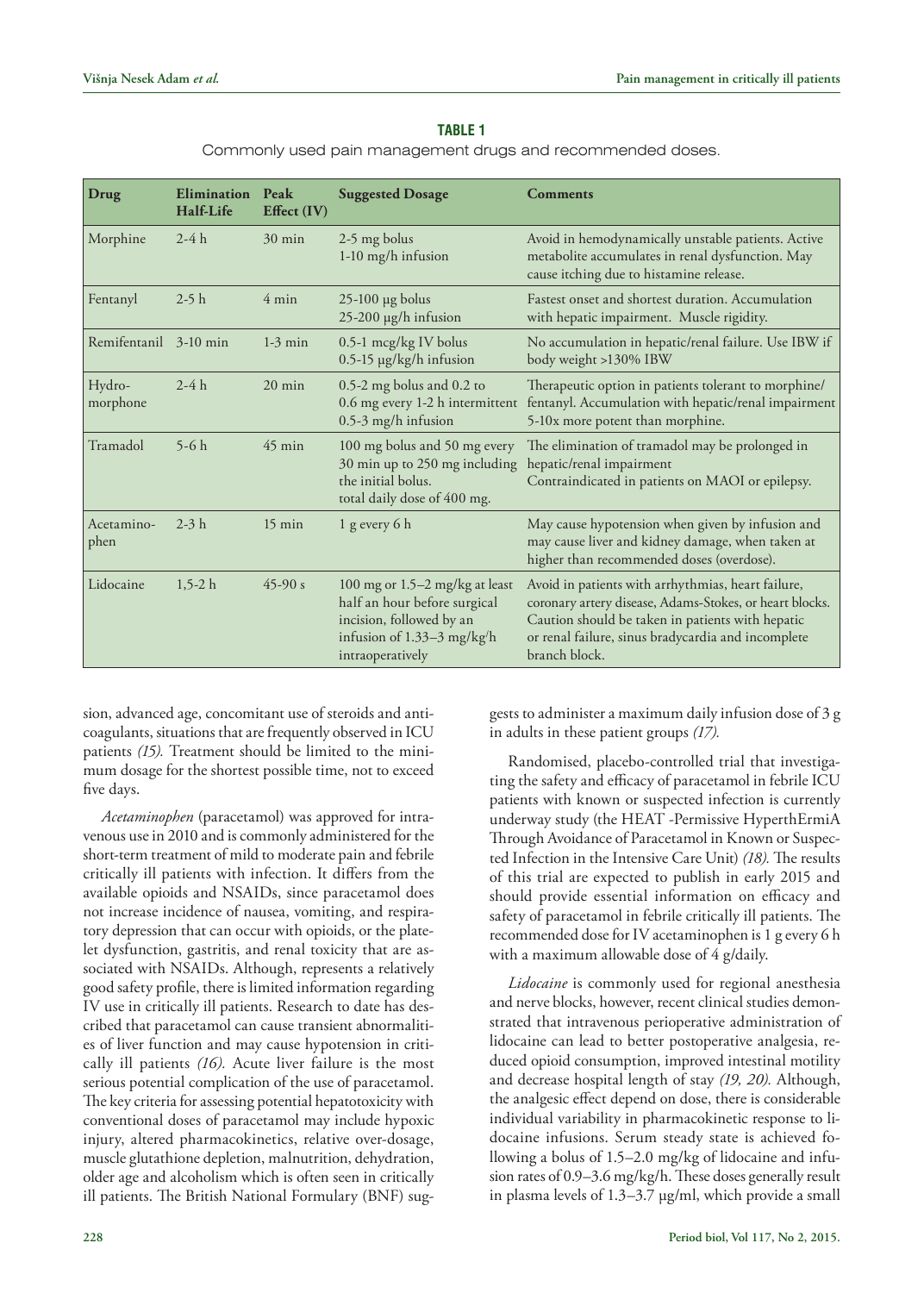**TABLE 1**

Commonly used pain management drugs and recommended doses.

| Drug | Elimination Half-Life | Peak Effect (IV) | Suggested Dosage | Comments |
|---|---|---|---|---|
| Morphine | 2-4 h | 30 min | 2-5 mg bolus<br>1-10 mg/h infusion | Avoid in hemodynamically unstable patients. Active metabolite accumulates in renal dysfunction. May cause itching due to histamine release. |
| Fentanyl | 2-5 h | 4 min | 25-100 µg bolus<br>25-200 µg/h infusion | Fastest onset and shortest duration. Accumulation with hepatic impairment. Muscle rigidity. |
| Remifentanil | 3-10 min | 1-3 min | 0.5-1 mcg/kg IV bolus<br>0.5-15 µg/kg/h infusion | No accumulation in hepatic/renal failure. Use IBW if body weight >130% IBW |
| Hydro-morphone | 2-4 h | 20 min | 0.5-2 mg bolus and 0.2 to 0.6 mg every 1-2 h intermittent<br>0.5-3 mg/h infusion | Therapeutic option in patients tolerant to morphine/ fentanyl. Accumulation with hepatic/renal impairment 5-10x more potent than morphine. |
| Tramadol | 5-6 h | 45 min | 100 mg bolus and 50 mg every 30 min up to 250 mg including the initial bolus.<br>total daily dose of 400 mg. | The elimination of tramadol may be prolonged in hepatic/renal impairment<br>Contraindicated in patients on MAOI or epilepsy. |
| Acetamino-phen | 2-3 h | 15 min | 1 g every 6 h | May cause hypotension when given by infusion and may cause liver and kidney damage, when taken at higher than recommended doses (overdose). |
| Lidocaine | 1,5-2 h | 45-90 s | 100 mg or 1.5–2 mg/kg at least half an hour before surgical incision, followed by an infusion of 1.33–3 mg/kg/h intraoperatively | Avoid in patients with arrhythmias, heart failure, coronary artery disease, Adams-Stokes, or heart blocks. Caution should be taken in patients with hepatic or renal failure, sinus bradycardia and incomplete branch block. |

sion, advanced age, concomitant use of steroids and anticoagulants, situations that are frequently observed in ICU patients *(15).* Treatment should be limited to the minimum dosage for the shortest possible time, not to exceed five days.

*Acetaminophen* (paracetamol) was approved for intravenous use in 2010 and is commonly administered for the short-term treatment of mild to moderate pain and febrile critically ill patients with infection. It differs from the available opioids and NSAIDs, since paracetamol does not increase incidence of nausea, vomiting, and respiratory depression that can occur with opioids, or the platelet dysfunction, gastritis, and renal toxicity that are associated with NSAIDs. Although, represents a relatively good safety profile, there is limited information regarding IV use in critically ill patients. Research to date has described that paracetamol can cause transient abnormalities of liver function and may cause hypotension in critically ill patients *(16).* Acute liver failure is the most serious potential complication of the use of paracetamol. The key criteria for assessing potential hepatotoxicity with conventional doses of paracetamol may include hypoxic injury, altered pharmacokinetics, relative over-dosage, muscle glutathione depletion, malnutrition, dehydration, older age and alcoholism which is often seen in critically ill patients. The British National Formulary (BNF) suggests to administer a maximum daily infusion dose of 3 g in adults in these patient groups *(17).*

Randomised, placebo-controlled trial that investigating the safety and efficacy of paracetamol in febrile ICU patients with known or suspected infection is currently underway study (the HEAT -Permissive HyperthErmiA Through Avoidance of Paracetamol in Known or Suspected Infection in the Intensive Care Unit) *(18).* The results of this trial are expected to publish in early 2015 and should provide essential information on efficacy and safety of paracetamol in febrile critically ill patients. The recommended dose for IV acetaminophen is 1 g every 6 h with a maximum allowable dose of 4 g/daily.

*Lidocaine* is commonly used for regional anesthesia and nerve blocks, however, recent clinical studies demonstrated that intravenous perioperative administration of lidocaine can lead to better postoperative analgesia, reduced opioid consumption, improved intestinal motility and decrease hospital length of stay *(19, 20).* Although, the analgesic effect depend on dose, there is considerable individual variability in pharmacokinetic response to lidocaine infusions. Serum steady state is achieved following a bolus of 1.5–2.0 mg/kg of lidocaine and infusion rates of 0.9–3.6 mg/kg/h. These doses generally result in plasma levels of 1.3–3.7 µg/ml, which provide a small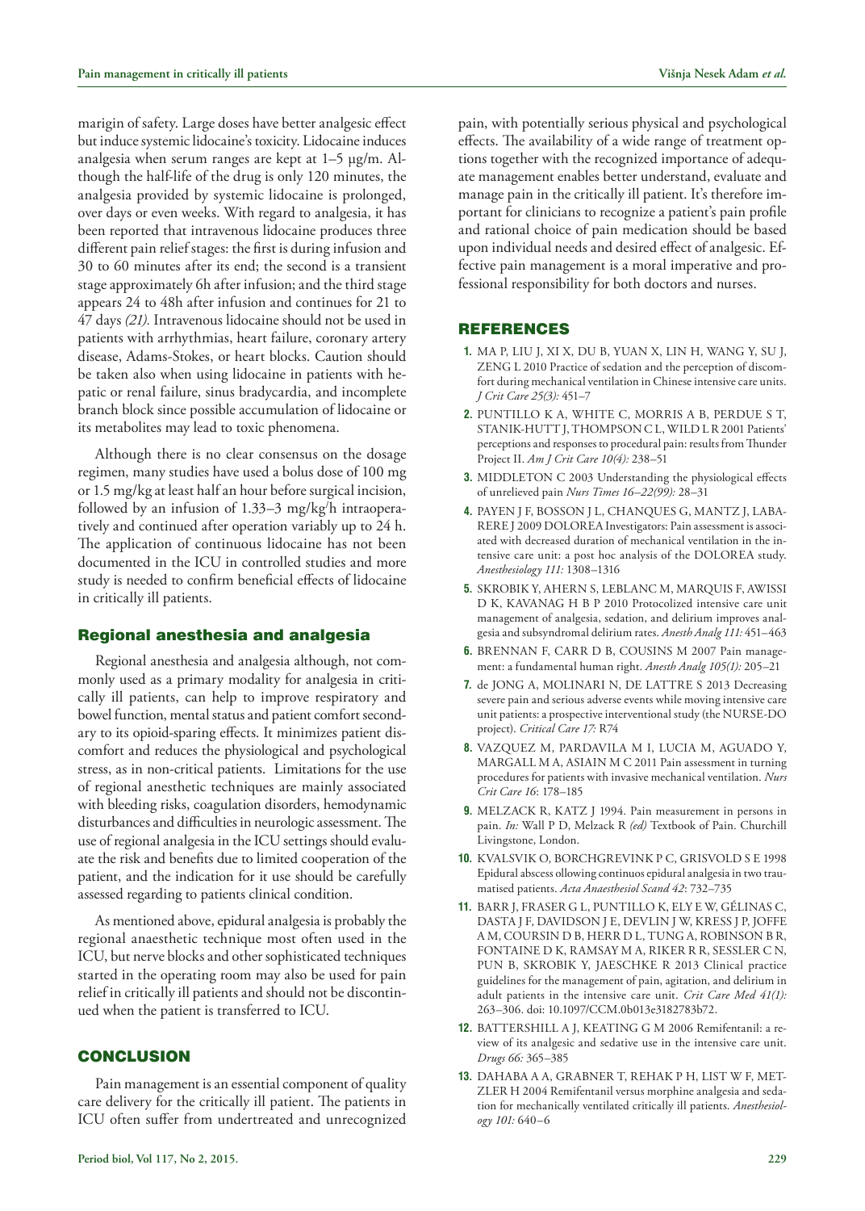marigin of safety. Large doses have better analgesic effect but induce systemic lidocaine's toxicity. Lidocaine induces analgesia when serum ranges are kept at 1–5 µg/m. Although the half-life of the drug is only 120 minutes, the analgesia provided by systemic lidocaine is prolonged, over days or even weeks. With regard to analgesia, it has been reported that intravenous lidocaine produces three different pain relief stages: the first is during infusion and 30 to 60 minutes after its end; the second is a transient stage approximately 6h after infusion; and the third stage appears 24 to 48h after infusion and continues for 21 to 47 days *(21).* Intravenous lidocaine should not be used in patients with arrhythmias, heart failure, coronary artery disease, Adams-Stokes, or heart blocks. Caution should be taken also when using lidocaine in patients with hepatic or renal failure, sinus bradycardia, and incomplete branch block since possible accumulation of lidocaine or its metabolites may lead to toxic phenomena.

Although there is no clear consensus on the dosage regimen, many studies have used a bolus dose of 100 mg or 1.5 mg/kg at least half an hour before surgical incision, followed by an infusion of 1.33–3 mg/kg/h intraoperatively and continued after operation variably up to 24 h. The application of continuous lidocaine has not been documented in the ICU in controlled studies and more study is needed to confirm beneficial effects of lidocaine in critically ill patients.

## Regional anesthesia and analgesia

Regional anesthesia and analgesia although, not commonly used as a primary modality for analgesia in critically ill patients, can help to improve respiratory and bowel function, mental status and patient comfort secondary to its opioid-sparing effects. It minimizes patient discomfort and reduces the physiological and psychological stress, as in non-critical patients. Limitations for the use of regional anesthetic techniques are mainly associated with bleeding risks, coagulation disorders, hemodynamic disturbances and difficulties in neurologic assessment. The use of regional analgesia in the ICU settings should evaluate the risk and benefits due to limited cooperation of the patient, and the indication for it use should be carefully assessed regarding to patients clinical condition.

As mentioned above, epidural analgesia is probably the regional anaesthetic technique most often used in the ICU, but nerve blocks and other sophisticated techniques started in the operating room may also be used for pain relief in critically ill patients and should not be discontinued when the patient is transferred to ICU.

## CONCLUSION

Pain management is an essential component of quality care delivery for the critically ill patient. The patients in ICU often suffer from undertreated and unrecognized pain, with potentially serious physical and psychological effects. The availability of a wide range of treatment options together with the recognized importance of adequate management enables better understand, evaluate and manage pain in the critically ill patient. It's therefore important for clinicians to recognize a patient's pain profile and rational choice of pain medication should be based upon individual needs and desired effect of analgesic. Effective pain management is a moral imperative and professional responsibility for both doctors and nurses.

## REFERENCES

1. MA P, LIU J, XI X, DU B, YUAN X, LIN H, WANG Y, SU J, ZENG L 2010 Practice of sedation and the perception of discomfort during mechanical ventilation in Chinese intensive care units. *J Crit Care 25(3):* 451–7
2. PUNTILLO K A, WHITE C, MORRIS A B, PERDUE S T, STANIK-HUTT J, THOMPSON C L, WILD L R 2001 Patients' perceptions and responses to procedural pain: results from Thunder Project II. *Am J Crit Care 10(4):* 238–51
3. MIDDLETON C 2003 Understanding the physiological effects of unrelieved pain *Nurs Times 16–22(99):* 28–31
4. PAYEN J F, BOSSON J L, CHANQUES G, MANTZ J, LABARERE J 2009 DOLOREA Investigators: Pain assessment is associated with decreased duration of mechanical ventilation in the intensive care unit: a post hoc analysis of the DOLOREA study. *Anesthesiology 111:* 1308–1316
5. SKROBIK Y, AHERN S, LEBLANC M, MARQUIS F, AWISSI D K, KAVANAG H B P 2010 Protocolized intensive care unit management of analgesia, sedation, and delirium improves analgesia and subsyndromal delirium rates. *Anesth Analg 111:* 451–463
6. BRENNAN F, CARR D B, COUSINS M 2007 Pain management: a fundamental human right. *Anesth Analg 105(1):* 205–21
7. de JONG A, MOLINARI N, DE LATTRE S 2013 Decreasing severe pain and serious adverse events while moving intensive care unit patients: a prospective interventional study (the NURSE-DO project). *Critical Care 17:* R74
8. VAZQUEZ M, PARDAVILA M I, LUCIA M, AGUADO Y, MARGALL M A, ASIAIN M C 2011 Pain assessment in turning procedures for patients with invasive mechanical ventilation. *Nurs Crit Care 16*: 178–185
9. MELZACK R, KATZ J 1994. Pain measurement in persons in pain. *In:* Wall P D, Melzack R *(ed)* Textbook of Pain. Churchill Livingstone, London.
10. KVALSVIK O, BORCHGREVINK P C, GRISVOLD S E 1998 Epidural abscess ollowing continuos epidural analgesia in two traumatised patients. *Acta Anaesthesiol Scand 42*: 732–735
11. BARR J, FRASER G L, PUNTILLO K, ELY E W, GÉLINAS C, DASTA J F, DAVIDSON J E, DEVLIN J W, KRESS J P, JOFFE A M, COURSIN D B, HERR D L, TUNG A, ROBINSON B R, FONTAINE D K, RAMSAY M A, RIKER R R, SESSLER C N, PUN B, SKROBIK Y, JAESCHKE R 2013 Clinical practice guidelines for the management of pain, agitation, and delirium in adult patients in the intensive care unit. *Crit Care Med 41(1):* 263–306. doi: 10.1097/CCM.0b013e3182783b72.
12. BATTERSHILL A J, KEATING G M 2006 Remifentanil: a review of its analgesic and sedative use in the intensive care unit. *Drugs 66:* 365–385
13. DAHABA A A, GRABNER T, REHAK P H, LIST W F, METZLER H 2004 Remifentanil versus morphine analgesia and sedation for mechanically ventilated critically ill patients. *Anesthesiology 101:* 640–6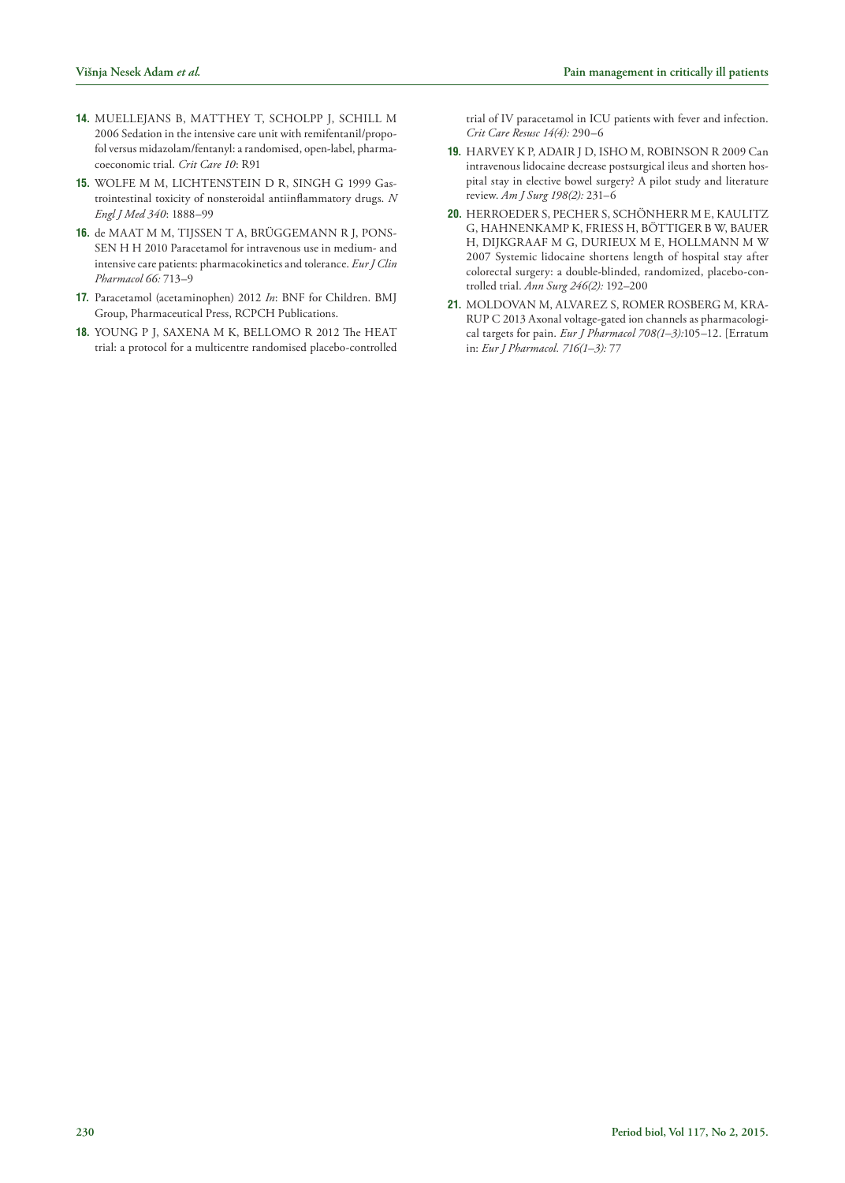14. MUELLEJANS B, MATTHEY T, SCHOLPP J, SCHILL M 2006 Sedation in the intensive care unit with remifentanil/propofol versus midazolam/fentanyl: a randomised, open-label, pharmacoeconomic trial. *Crit Care 10*: R91
15. WOLFE M M, LICHTENSTEIN D R, SINGH G 1999 Gastrointestinal toxicity of nonsteroidal antiinflammatory drugs. *N Engl J Med 340*: 1888–99
16. de MAAT M M, TIJSSEN T A, BRÜGGEMANN R J, PONSSEN H H 2010 Paracetamol for intravenous use in medium- and intensive care patients: pharmacokinetics and tolerance. *Eur J Clin Pharmacol 66:* 713–9
17. Paracetamol (acetaminophen) 2012 *In*: BNF for Children. BMJ Group, Pharmaceutical Press, RCPCH Publications.
18. YOUNG P J, SAXENA M K, BELLOMO R 2012 The HEAT trial: a protocol for a multicentre randomised placebo-controlled trial of IV paracetamol in ICU patients with fever and infection. *Crit Care Resusc 14(4):* 290–6
19. HARVEY K P, ADAIR J D, ISHO M, ROBINSON R 2009 Can intravenous lidocaine decrease postsurgical ileus and shorten hospital stay in elective bowel surgery? A pilot study and literature review. *Am J Surg 198(2):* 231–6
20. HERROEDER S, PECHER S, SCHÖNHERR M E, KAULITZ G, HAHNENKAMP K, FRIESS H, BÖTTIGER B W, BAUER H, DIJKGRAAF M G, DURIEUX M E, HOLLMANN M W 2007 Systemic lidocaine shortens length of hospital stay after colorectal surgery: a double-blinded, randomized, placebo-controlled trial. *Ann Surg 246(2):* 192–200
21. MOLDOVAN M, ALVAREZ S, ROMER ROSBERG M, KRARUP C 2013 Axonal voltage-gated ion channels as pharmacological targets for pain. *Eur J Pharmacol 708(1–3):*105–12. [Erratum in: *Eur J Pharmacol. 716(1–3):* 77